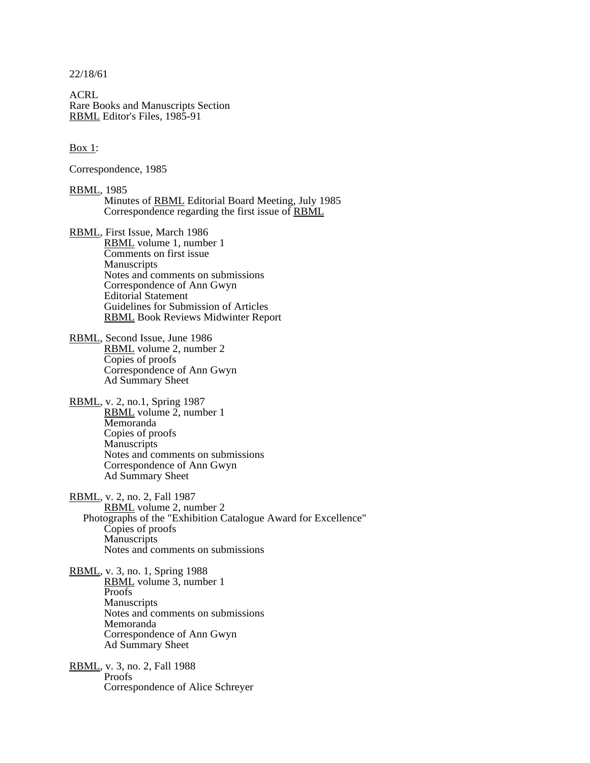22/18/61

ACRL
Rare Books and Manuscripts Section
RBML Editor's Files, 1985-91

Box 1:

Correspondence, 1985

RBML, 1985
- Minutes of RBML Editorial Board Meeting, July 1985
- Correspondence regarding the first issue of RBML

RBML, First Issue, March 1986
- RBML volume 1, number 1
- Comments on first issue
- Manuscripts
- Notes and comments on submissions
- Correspondence of Ann Gwyn
- Editorial Statement
- Guidelines for Submission of Articles
- RBML Book Reviews Midwinter Report

RBML, Second Issue, June 1986
- RBML volume 2, number 2
- Copies of proofs
- Correspondence of Ann Gwyn
- Ad Summary Sheet

RBML, v. 2, no.1, Spring 1987
- RBML volume 2, number 1
- Memoranda
- Copies of proofs
- Manuscripts
- Notes and comments on submissions
- Correspondence of Ann Gwyn
- Ad Summary Sheet

RBML, v. 2, no. 2, Fall 1987
- RBML volume 2, number 2
- Photographs of the "Exhibition Catalogue Award for Excellence"
- Copies of proofs
- Manuscripts
- Notes and comments on submissions

RBML, v. 3, no. 1, Spring 1988
- RBML volume 3, number 1
- Proofs
- Manuscripts
- Notes and comments on submissions
- Memoranda
- Correspondence of Ann Gwyn
- Ad Summary Sheet

RBML, v. 3, no. 2, Fall 1988
- Proofs
- Correspondence of Alice Schreyer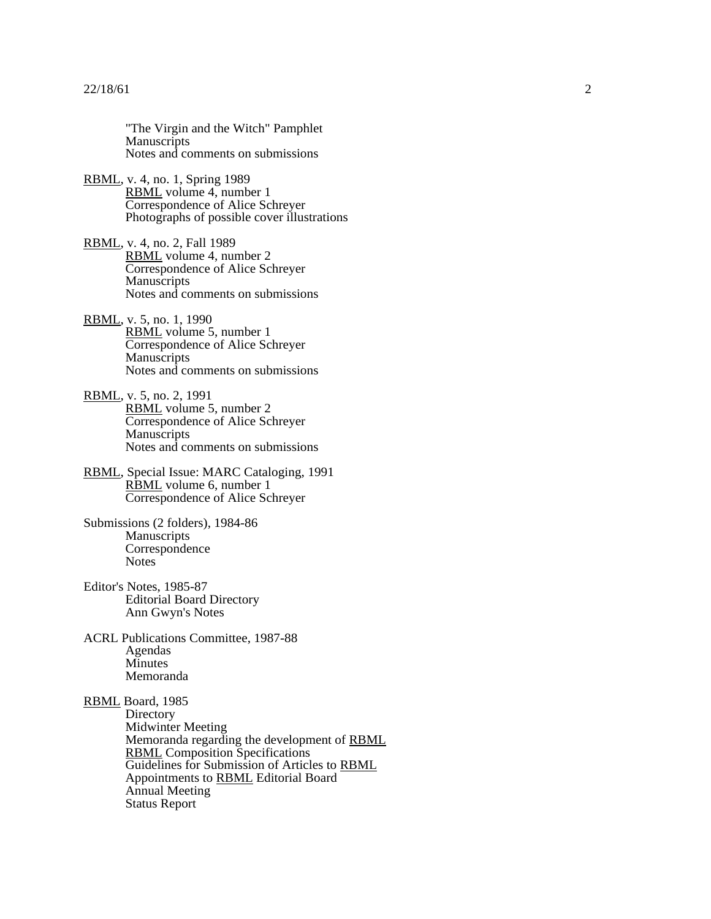"The Virgin and the Witch" Pamphlet
Manuscripts
Notes and comments on submissions

RBML, v. 4, no. 1, Spring 1989
- RBML volume 4, number 1
- Correspondence of Alice Schreyer
- Photographs of possible cover illustrations

RBML, v. 4, no. 2, Fall 1989
- RBML volume 4, number 2
- Correspondence of Alice Schreyer
- Manuscripts
- Notes and comments on submissions

RBML, v. 5, no. 1, 1990
- RBML volume 5, number 1
- Correspondence of Alice Schreyer
- Manuscripts
- Notes and comments on submissions

RBML, v. 5, no. 2, 1991
- RBML volume 5, number 2
- Correspondence of Alice Schreyer
- Manuscripts
- Notes and comments on submissions

RBML, Special Issue: MARC Cataloging, 1991
- RBML volume 6, number 1
- Correspondence of Alice Schreyer

Submissions (2 folders), 1984-86
- Manuscripts
- Correspondence
- Notes

Editor's Notes, 1985-87
- Editorial Board Directory
- Ann Gwyn's Notes

ACRL Publications Committee, 1987-88
- Agendas
- Minutes
- Memoranda

RBML Board, 1985
- Directory
- Midwinter Meeting
- Memoranda regarding the development of RBML
- RBML Composition Specifications
- Guidelines for Submission of Articles to RBML
- Appointments to RBML Editorial Board
- Annual Meeting
- Status Report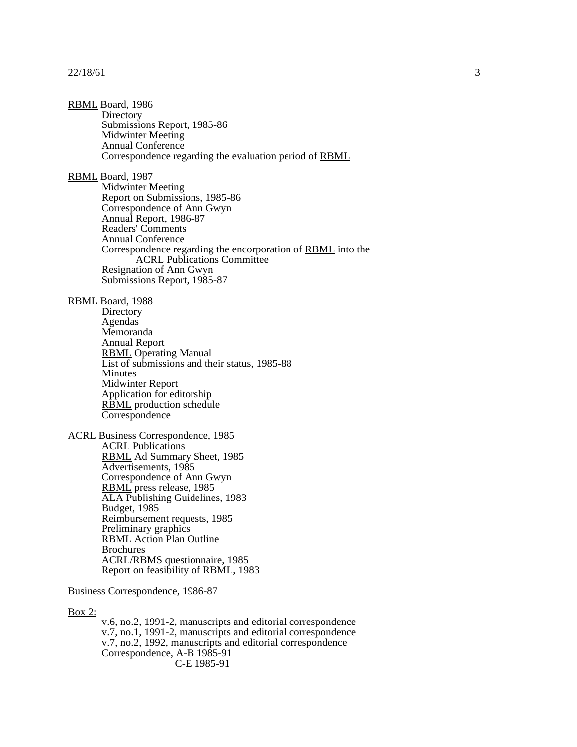<u>RBML</u> Board, 1986
- Directory
- Submissions Report, 1985-86
- Midwinter Meeting
- Annual Conference
- Correspondence regarding the evaluation period of <u>RBML</u>

<u>RBML</u> Board, 1987
- Midwinter Meeting
- Report on Submissions, 1985-86
- Correspondence of Ann Gwyn
- Annual Report, 1986-87
- Readers' Comments
- Annual Conference
- Correspondence regarding the encorporation of <u>RBML</u> into the ACRL Publications Committee
- Resignation of Ann Gwyn
- Submissions Report, 1985-87

RBML Board, 1988
- Directory
- Agendas
- Memoranda
- Annual Report
- <u>RBML</u> Operating Manual
- List of submissions and their status, 1985-88
- Minutes
- Midwinter Report
- Application for editorship
- <u>RBML</u> production schedule
- Correspondence

ACRL Business Correspondence, 1985
- ACRL Publications
- <u>RBML</u> Ad Summary Sheet, 1985
- Advertisements, 1985
- Correspondence of Ann Gwyn
- <u>RBML</u> press release, 1985
- ALA Publishing Guidelines, 1983
- Budget, 1985
- Reimbursement requests, 1985
- Preliminary graphics
- <u>RBML</u> Action Plan Outline
- Brochures
- ACRL/RBMS questionnaire, 1985
- Report on feasibility of <u>RBML</u>, 1983

Business Correspondence, 1986-87

<u>Box 2:</u>
- v.6, no.2, 1991-2, manuscripts and editorial correspondence
- v.7, no.1, 1991-2, manuscripts and editorial correspondence
- v.7, no.2, 1992, manuscripts and editorial correspondence
- Correspondence, A-B 1985-91
  - C-E 1985-91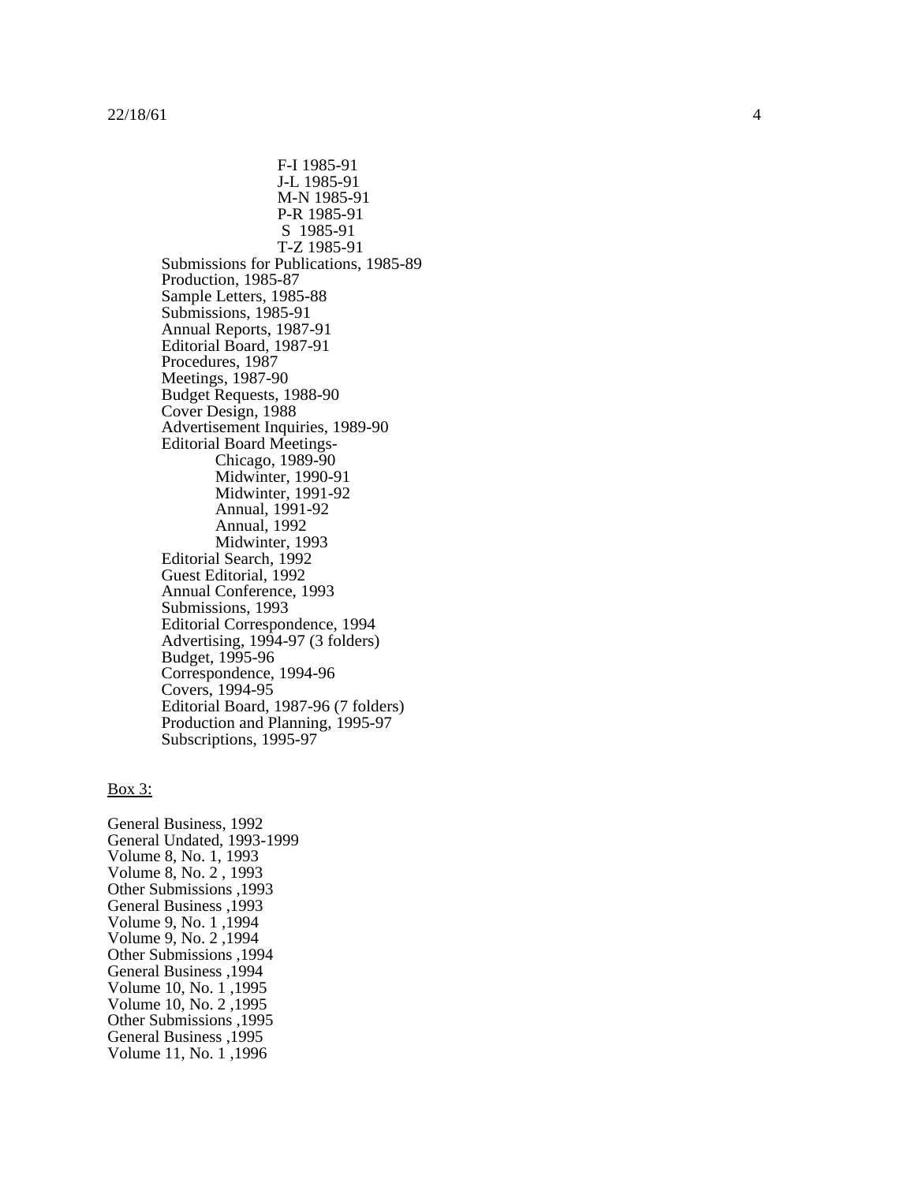- F-I 1985-91
- J-L 1985-91
- M-N 1985-91
- P-R 1985-91
- S 1985-91
- T-Z 1985-91

Submissions for Publications, 1985-89
Production, 1985-87
Sample Letters, 1985-88
Submissions, 1985-91
Annual Reports, 1987-91
Editorial Board, 1987-91
Procedures, 1987
Meetings, 1987-90
Budget Requests, 1988-90
Cover Design, 1988
Advertisement Inquiries, 1989-90
Editorial Board Meetings-

- Chicago, 1989-90
- Midwinter, 1990-91
- Midwinter, 1991-92
- Annual, 1991-92
- Annual, 1992
- Midwinter, 1993

Editorial Search, 1992
Guest Editorial, 1992
Annual Conference, 1993
Submissions, 1993
Editorial Correspondence, 1994
Advertising, 1994-97 (3 folders)
Budget, 1995-96
Correspondence, 1994-96
Covers, 1994-95
Editorial Board, 1987-96 (7 folders)
Production and Planning, 1995-97
Subscriptions, 1995-97

Box 3:

General Business, 1992
General Undated, 1993-1999
Volume 8, No. 1, 1993
Volume 8, No. 2 , 1993
Other Submissions ,1993
General Business ,1993
Volume 9, No. 1 ,1994
Volume 9, No. 2 ,1994
Other Submissions ,1994
General Business ,1994
Volume 10, No. 1 ,1995
Volume 10, No. 2 ,1995
Other Submissions ,1995
General Business ,1995
Volume 11, No. 1 ,1996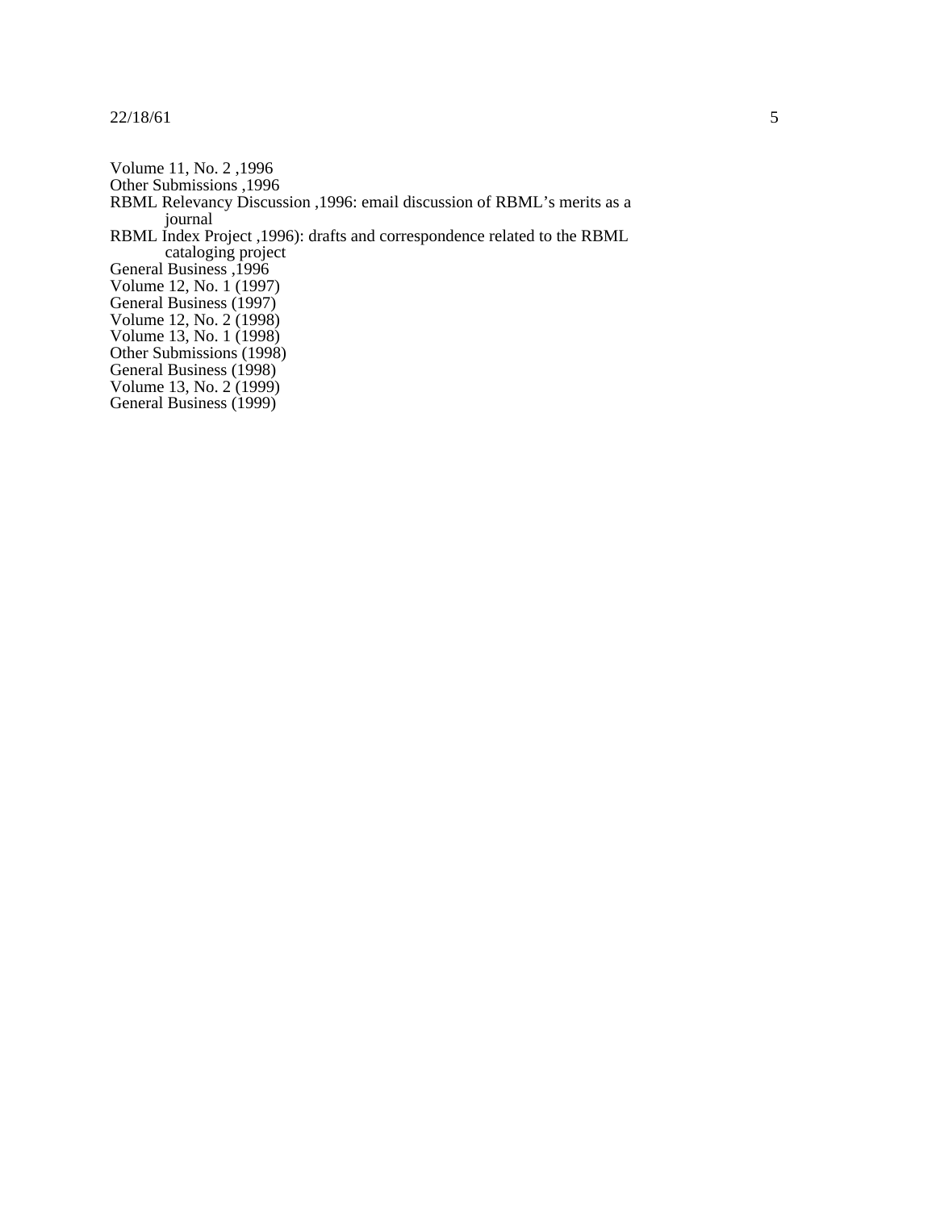Volume 11, No. 2 ,1996
Other Submissions ,1996
RBML Relevancy Discussion ,1996: email discussion of RBML's merits as a journal
RBML Index Project ,1996): drafts and correspondence related to the RBML cataloging project
General Business ,1996
Volume 12, No. 1 (1997)
General Business (1997)
Volume 12, No. 2 (1998)
Volume 13, No. 1 (1998)
Other Submissions (1998)
General Business (1998)
Volume 13, No. 2 (1999)
General Business (1999)